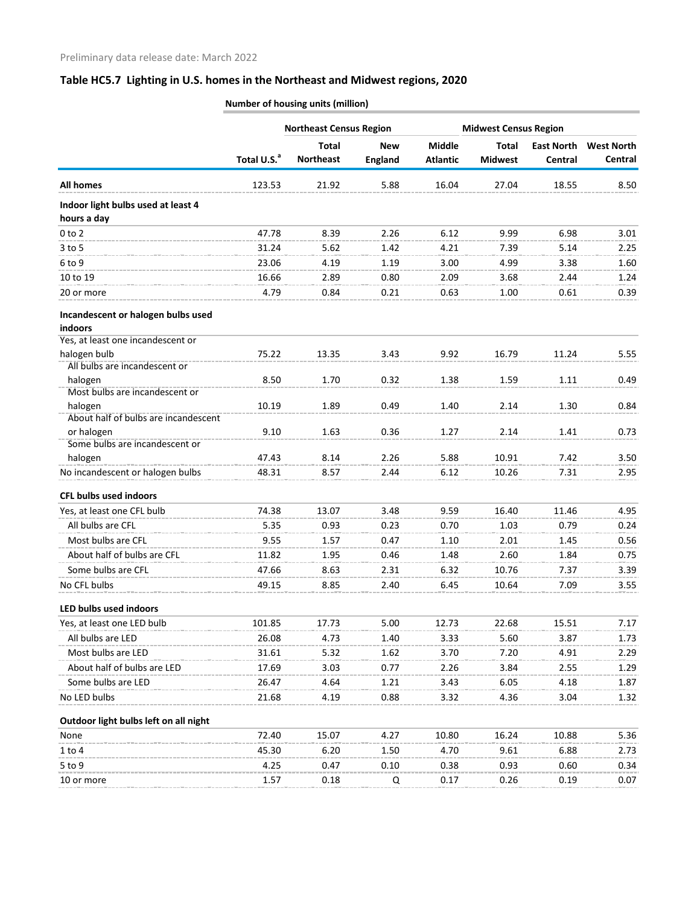Preliminary data release date: March 2022

## Table HC5.7 Lighting in U.S. homes in the Northeast and Midwest regions, 2020

**Number of housing units (million)**

| | | Northeast Census Region | | | Midwest Census Region | | |
|---|---|---|---|---|---|---|---|
| | Total U.S.[a] | Total Northeast | New England | Middle Atlantic | Total Midwest | East North Central | West North Central |
| **All homes** | 123.53 | 21.92 | 5.88 | 16.04 | 27.04 | 18.55 | 8.50 |
| **Indoor light bulbs used at least 4 hours a day** | | | | | | | |
| 0 to 2 | 47.78 | 8.39 | 2.26 | 6.12 | 9.99 | 6.98 | 3.01 |
| 3 to 5 | 31.24 | 5.62 | 1.42 | 4.21 | 7.39 | 5.14 | 2.25 |
| 6 to 9 | 23.06 | 4.19 | 1.19 | 3.00 | 4.99 | 3.38 | 1.60 |
| 10 to 19 | 16.66 | 2.89 | 0.80 | 2.09 | 3.68 | 2.44 | 1.24 |
| 20 or more | 4.79 | 0.84 | 0.21 | 0.63 | 1.00 | 0.61 | 0.39 |
| **Incandescent or halogen bulbs used indoors** | | | | | | | |
| Yes, at least one incandescent or halogen bulb | 75.22 | 13.35 | 3.43 | 9.92 | 16.79 | 11.24 | 5.55 |
| All bulbs are incandescent or halogen | 8.50 | 1.70 | 0.32 | 1.38 | 1.59 | 1.11 | 0.49 |
| Most bulbs are incandescent or halogen | 10.19 | 1.89 | 0.49 | 1.40 | 2.14 | 1.30 | 0.84 |
| About half of bulbs are incandescent or halogen | 9.10 | 1.63 | 0.36 | 1.27 | 2.14 | 1.41 | 0.73 |
| Some bulbs are incandescent or halogen | 47.43 | 8.14 | 2.26 | 5.88 | 10.91 | 7.42 | 3.50 |
| No incandescent or halogen bulbs | 48.31 | 8.57 | 2.44 | 6.12 | 10.26 | 7.31 | 2.95 |
| **CFL bulbs used indoors** | | | | | | | |
| Yes, at least one CFL bulb | 74.38 | 13.07 | 3.48 | 9.59 | 16.40 | 11.46 | 4.95 |
| All bulbs are CFL | 5.35 | 0.93 | 0.23 | 0.70 | 1.03 | 0.79 | 0.24 |
| Most bulbs are CFL | 9.55 | 1.57 | 0.47 | 1.10 | 2.01 | 1.45 | 0.56 |
| About half of bulbs are CFL | 11.82 | 1.95 | 0.46 | 1.48 | 2.60 | 1.84 | 0.75 |
| Some bulbs are CFL | 47.66 | 8.63 | 2.31 | 6.32 | 10.76 | 7.37 | 3.39 |
| No CFL bulbs | 49.15 | 8.85 | 2.40 | 6.45 | 10.64 | 7.09 | 3.55 |
| **LED bulbs used indoors** | | | | | | | |
| Yes, at least one LED bulb | 101.85 | 17.73 | 5.00 | 12.73 | 22.68 | 15.51 | 7.17 |
| All bulbs are LED | 26.08 | 4.73 | 1.40 | 3.33 | 5.60 | 3.87 | 1.73 |
| Most bulbs are LED | 31.61 | 5.32 | 1.62 | 3.70 | 7.20 | 4.91 | 2.29 |
| About half of bulbs are LED | 17.69 | 3.03 | 0.77 | 2.26 | 3.84 | 2.55 | 1.29 |
| Some bulbs are LED | 26.47 | 4.64 | 1.21 | 3.43 | 6.05 | 4.18 | 1.87 |
| No LED bulbs | 21.68 | 4.19 | 0.88 | 3.32 | 4.36 | 3.04 | 1.32 |
| **Outdoor light bulbs left on all night** | | | | | | | |
| None | 72.40 | 15.07 | 4.27 | 10.80 | 16.24 | 10.88 | 5.36 |
| 1 to 4 | 45.30 | 6.20 | 1.50 | 4.70 | 9.61 | 6.88 | 2.73 |
| 5 to 9 | 4.25 | 0.47 | 0.10 | 0.38 | 0.93 | 0.60 | 0.34 |
| 10 or more | 1.57 | 0.18 | Q | 0.17 | 0.26 | 0.19 | 0.07 |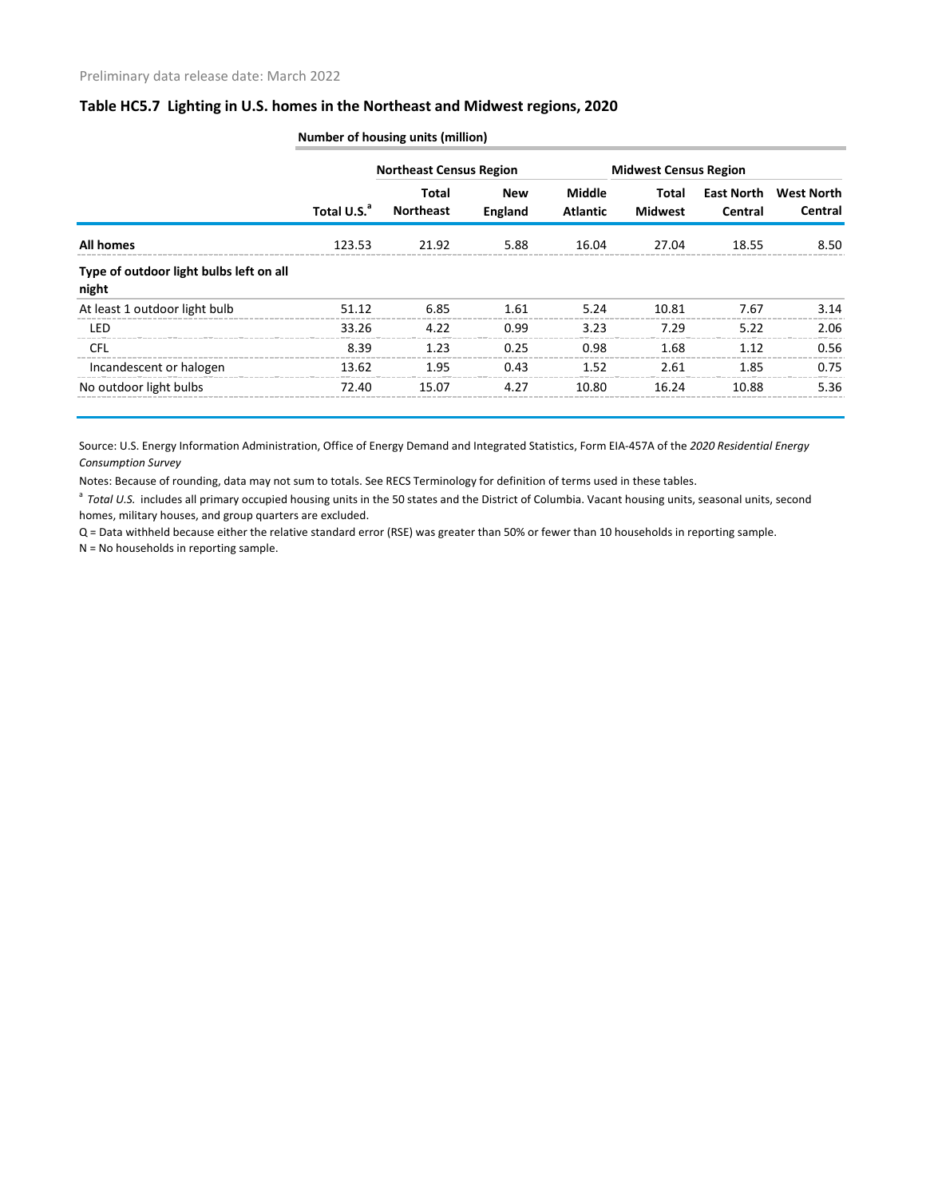Preliminary data release date: March 2022

## Table HC5.7 Lighting in U.S. homes in the Northeast and Midwest regions, 2020

| | Number of housing units (million) | | | | | | |
|---|---|---|---|---|---|---|---|
| | | Northeast Census Region | | | Midwest Census Region | | |
| | Total U.S.[a] | Total Northeast | New England | Middle Atlantic | Total Midwest | East North Central | West North Central |
| **All homes** | 123.53 | 21.92 | 5.88 | 16.04 | 27.04 | 18.55 | 8.50 |
| **Type of outdoor light bulbs left on all night** | | | | | | | |
| At least 1 outdoor light bulb | 51.12 | 6.85 | 1.61 | 5.24 | 10.81 | 7.67 | 3.14 |
| LED | 33.26 | 4.22 | 0.99 | 3.23 | 7.29 | 5.22 | 2.06 |
| CFL | 8.39 | 1.23 | 0.25 | 0.98 | 1.68 | 1.12 | 0.56 |
| Incandescent or halogen | 13.62 | 1.95 | 0.43 | 1.52 | 2.61 | 1.85 | 0.75 |
| No outdoor light bulbs | 72.40 | 15.07 | 4.27 | 10.80 | 16.24 | 10.88 | 5.36 |

Source: U.S. Energy Information Administration, Office of Energy Demand and Integrated Statistics, Form EIA-457A of the *2020 Residential Energy Consumption Survey*

Notes: Because of rounding, data may not sum to totals. See RECS Terminology for definition of terms used in these tables.

[a] *Total U.S.* includes all primary occupied housing units in the 50 states and the District of Columbia. Vacant housing units, seasonal units, second homes, military houses, and group quarters are excluded.

Q = Data withheld because either the relative standard error (RSE) was greater than 50% or fewer than 10 households in reporting sample.

N = No households in reporting sample.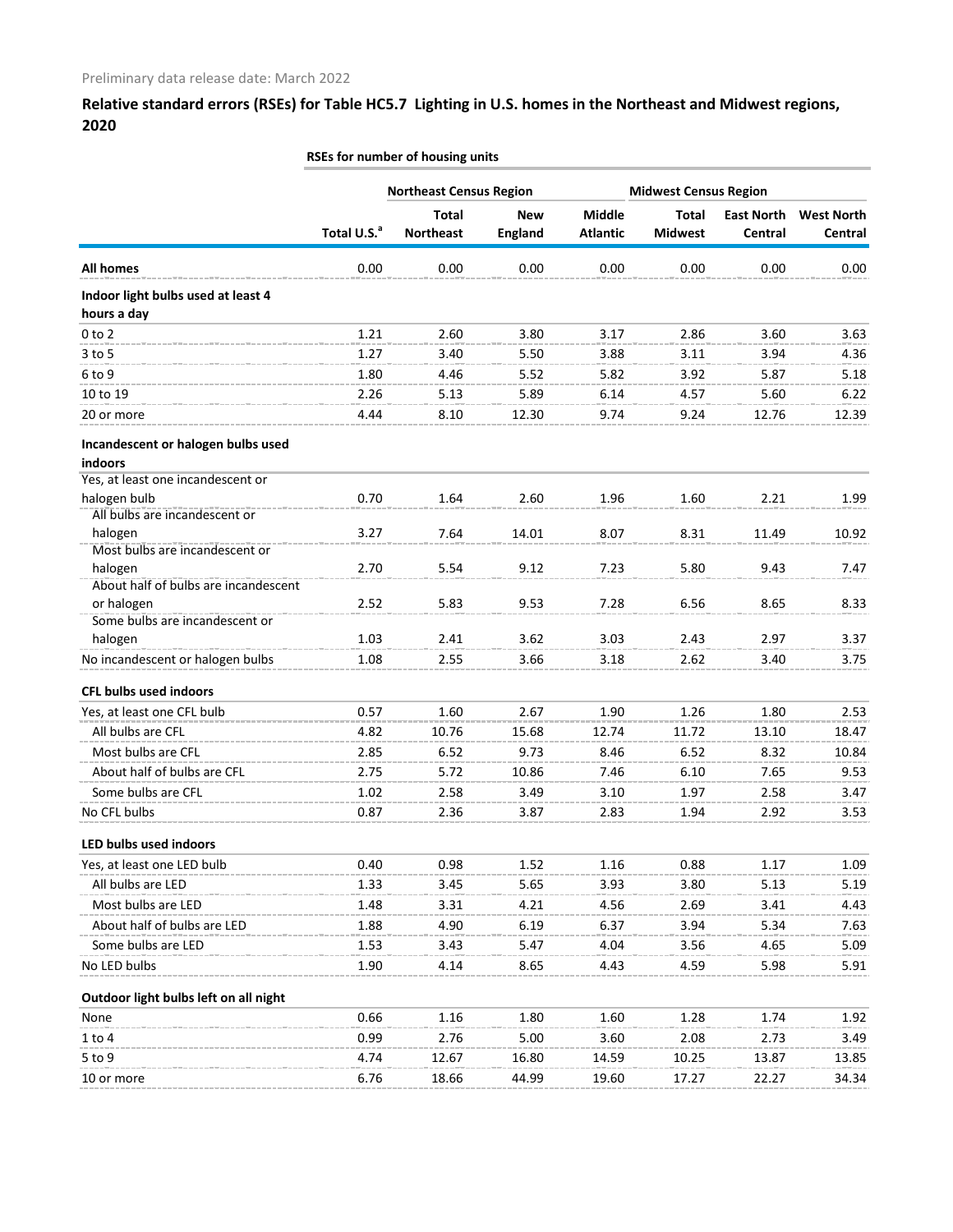Preliminary data release date: March 2022

## Relative standard errors (RSEs) for Table HC5.7 Lighting in U.S. homes in the Northeast and Midwest regions, 2020

| | RSEs for number of housing units | | | | | | |
|---|---|---|---|---|---|---|---|
| | | Northeast Census Region | | | Midwest Census Region | | |
| | Total U.S.[a] | Total Northeast | New England | Middle Atlantic | Total Midwest | East North Central | West North Central |
| **All homes** | 0.00 | 0.00 | 0.00 | 0.00 | 0.00 | 0.00 | 0.00 |
| **Indoor light bulbs used at least 4 hours a day** | | | | | | | |
| 0 to 2 | 1.21 | 2.60 | 3.80 | 3.17 | 2.86 | 3.60 | 3.63 |
| 3 to 5 | 1.27 | 3.40 | 5.50 | 3.88 | 3.11 | 3.94 | 4.36 |
| 6 to 9 | 1.80 | 4.46 | 5.52 | 5.82 | 3.92 | 5.87 | 5.18 |
| 10 to 19 | 2.26 | 5.13 | 5.89 | 6.14 | 4.57 | 5.60 | 6.22 |
| 20 or more | 4.44 | 8.10 | 12.30 | 9.74 | 9.24 | 12.76 | 12.39 |
| **Incandescent or halogen bulbs used indoors** | | | | | | | |
| Yes, at least one incandescent or halogen bulb | 0.70 | 1.64 | 2.60 | 1.96 | 1.60 | 2.21 | 1.99 |
| All bulbs are incandescent or halogen | 3.27 | 7.64 | 14.01 | 8.07 | 8.31 | 11.49 | 10.92 |
| Most bulbs are incandescent or halogen | 2.70 | 5.54 | 9.12 | 7.23 | 5.80 | 9.43 | 7.47 |
| About half of bulbs are incandescent or halogen | 2.52 | 5.83 | 9.53 | 7.28 | 6.56 | 8.65 | 8.33 |
| Some bulbs are incandescent or halogen | 1.03 | 2.41 | 3.62 | 3.03 | 2.43 | 2.97 | 3.37 |
| No incandescent or halogen bulbs | 1.08 | 2.55 | 3.66 | 3.18 | 2.62 | 3.40 | 3.75 |
| **CFL bulbs used indoors** | | | | | | | |
| Yes, at least one CFL bulb | 0.57 | 1.60 | 2.67 | 1.90 | 1.26 | 1.80 | 2.53 |
| All bulbs are CFL | 4.82 | 10.76 | 15.68 | 12.74 | 11.72 | 13.10 | 18.47 |
| Most bulbs are CFL | 2.85 | 6.52 | 9.73 | 8.46 | 6.52 | 8.32 | 10.84 |
| About half of bulbs are CFL | 2.75 | 5.72 | 10.86 | 7.46 | 6.10 | 7.65 | 9.53 |
| Some bulbs are CFL | 1.02 | 2.58 | 3.49 | 3.10 | 1.97 | 2.58 | 3.47 |
| No CFL bulbs | 0.87 | 2.36 | 3.87 | 2.83 | 1.94 | 2.92 | 3.53 |
| **LED bulbs used indoors** | | | | | | | |
| Yes, at least one LED bulb | 0.40 | 0.98 | 1.52 | 1.16 | 0.88 | 1.17 | 1.09 |
| All bulbs are LED | 1.33 | 3.45 | 5.65 | 3.93 | 3.80 | 5.13 | 5.19 |
| Most bulbs are LED | 1.48 | 3.31 | 4.21 | 4.56 | 2.69 | 3.41 | 4.43 |
| About half of bulbs are LED | 1.88 | 4.90 | 6.19 | 6.37 | 3.94 | 5.34 | 7.63 |
| Some bulbs are LED | 1.53 | 3.43 | 5.47 | 4.04 | 3.56 | 4.65 | 5.09 |
| No LED bulbs | 1.90 | 4.14 | 8.65 | 4.43 | 4.59 | 5.98 | 5.91 |
| **Outdoor light bulbs left on all night** | | | | | | | |
| None | 0.66 | 1.16 | 1.80 | 1.60 | 1.28 | 1.74 | 1.92 |
| 1 to 4 | 0.99 | 2.76 | 5.00 | 3.60 | 2.08 | 2.73 | 3.49 |
| 5 to 9 | 4.74 | 12.67 | 16.80 | 14.59 | 10.25 | 13.87 | 13.85 |
| 10 or more | 6.76 | 18.66 | 44.99 | 19.60 | 17.27 | 22.27 | 34.34 |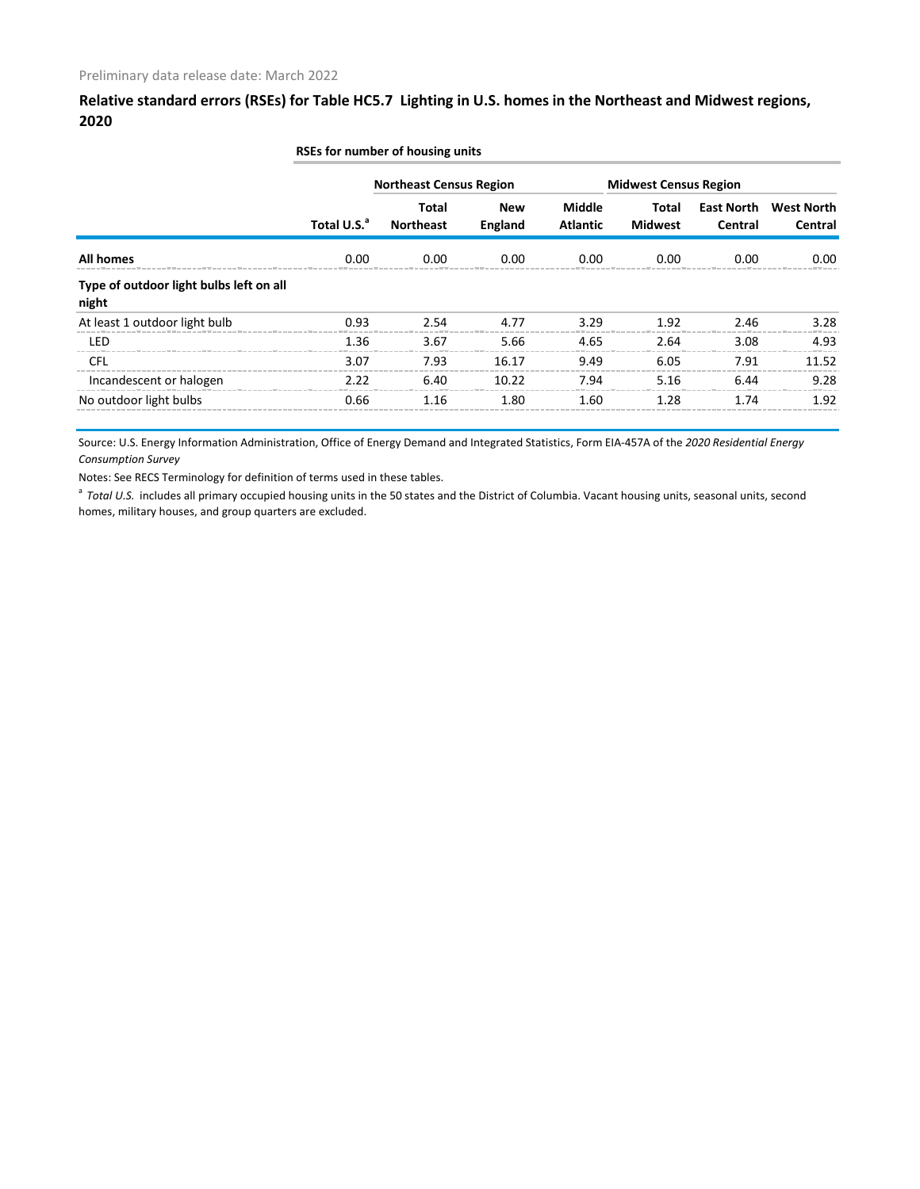Preliminary data release date: March 2022

## Relative standard errors (RSEs) for Table HC5.7 Lighting in U.S. homes in the Northeast and Midwest regions, 2020

| | RSEs for number of housing units | | | | | | |
|---|---|---|---|---|---|---|---|
| | | Northeast Census Region | | | Midwest Census Region | | |
| | Total U.S.[a] | Total Northeast | New England | Middle Atlantic | Total Midwest | East North Central | West North Central |
| **All homes** | 0.00 | 0.00 | 0.00 | 0.00 | 0.00 | 0.00 | 0.00 |
| **Type of outdoor light bulbs left on all night** | | | | | | | |
| At least 1 outdoor light bulb | 0.93 | 2.54 | 4.77 | 3.29 | 1.92 | 2.46 | 3.28 |
| LED | 1.36 | 3.67 | 5.66 | 4.65 | 2.64 | 3.08 | 4.93 |
| CFL | 3.07 | 7.93 | 16.17 | 9.49 | 6.05 | 7.91 | 11.52 |
| Incandescent or halogen | 2.22 | 6.40 | 10.22 | 7.94 | 5.16 | 6.44 | 9.28 |
| No outdoor light bulbs | 0.66 | 1.16 | 1.80 | 1.60 | 1.28 | 1.74 | 1.92 |

Source: U.S. Energy Information Administration, Office of Energy Demand and Integrated Statistics, Form EIA-457A of the *2020 Residential Energy Consumption Survey*

Notes: See RECS Terminology for definition of terms used in these tables.

[a] *Total U.S.* includes all primary occupied housing units in the 50 states and the District of Columbia. Vacant housing units, seasonal units, second homes, military houses, and group quarters are excluded.